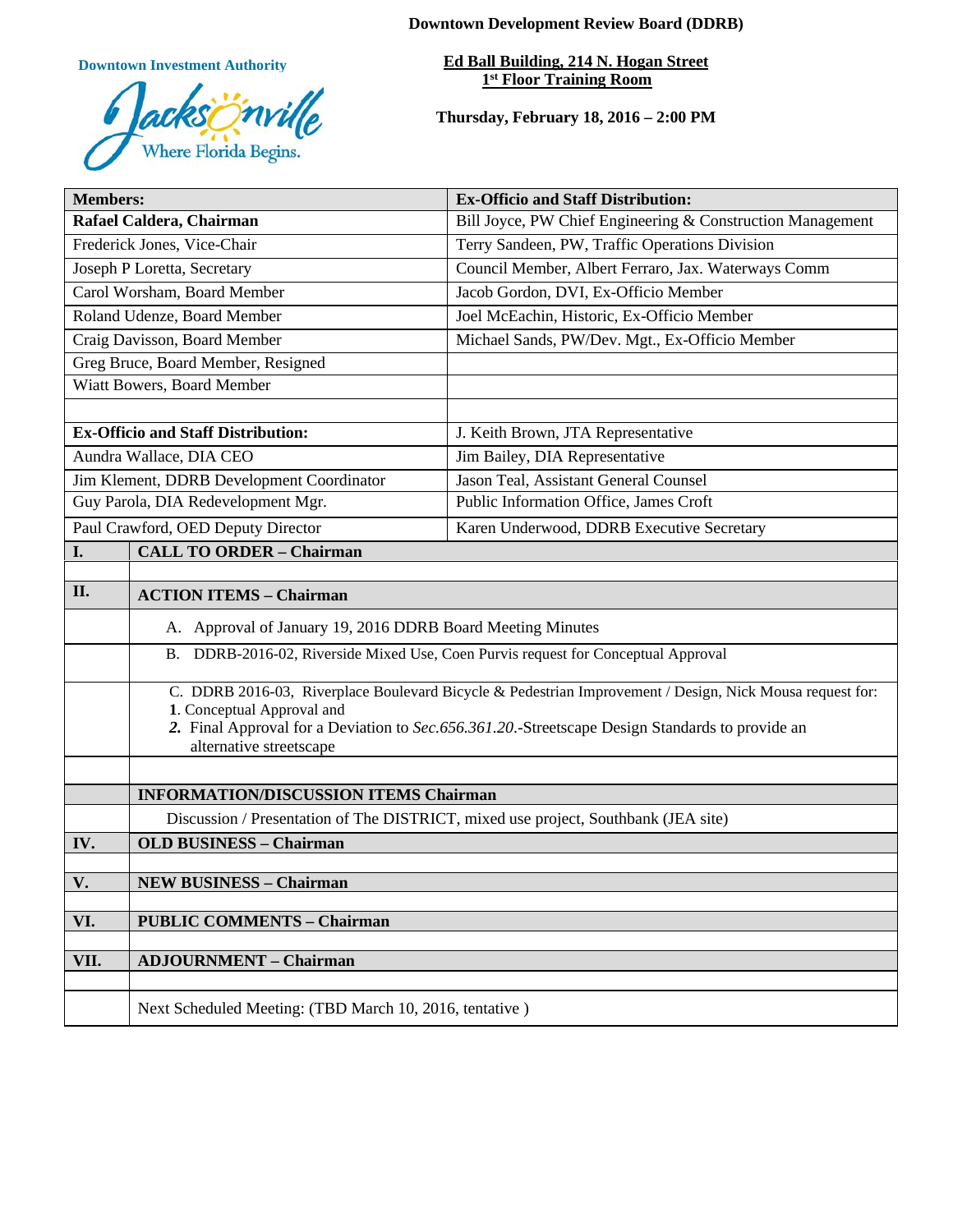# Downtown Development Review Board (DDRB)

**Downtown Investment Authority**

Jacksonville — Where Florida Begins.

**Ed Ball Building, 214 N. Hogan Street**
**1st Floor Training Room**

**Thursday, February 18, 2016 – 2:00 PM**

| **Members:** | **Ex-Officio and Staff Distribution:** |
|---|---|
| **Rafael Caldera, Chairman** | Bill Joyce, PW Chief Engineering & Construction Management |
| Frederick Jones, Vice-Chair | Terry Sandeen, PW, Traffic Operations Division |
| Joseph P Loretta, Secretary | Council Member, Albert Ferraro, Jax. Waterways Comm |
| Carol Worsham, Board Member | Jacob Gordon, DVI, Ex-Officio Member |
| Roland Udenze, Board Member | Joel McEachin, Historic, Ex-Officio Member |
| Craig Davisson, Board Member | Michael Sands, PW/Dev. Mgt., Ex-Officio Member |
| Greg Bruce, Board Member, Resigned | |
| Wiatt Bowers, Board Member | |
| | |
| **Ex-Officio and Staff Distribution:** | J. Keith Brown, JTA Representative |
| Aundra Wallace, DIA CEO | Jim Bailey, DIA Representative |
| Jim Klement, DDRB Development Coordinator | Jason Teal, Assistant General Counsel |
| Guy Parola, DIA Redevelopment Mgr. | Public Information Office, James Croft |
| Paul Crawford, OED Deputy Director | Karen Underwood, DDRB Executive Secretary |

| | |
|---|---|
| **I.** | **CALL TO ORDER – Chairman** |
| | |
| **II.** | **ACTION ITEMS – Chairman** |
| | A. Approval of January 19, 2016 DDRB Board Meeting Minutes |
| | B. DDRB-2016-02, Riverside Mixed Use, Coen Purvis request for Conceptual Approval |
| | C. DDRB 2016-03, Riverplace Boulevard Bicycle & Pedestrian Improvement / Design, Nick Mousa request for: **1**. Conceptual Approval and ***2.*** Final Approval for a Deviation to *Sec.656.361.20.*-Streetscape Design Standards to provide an alternative streetscape |
| | |
| | **INFORMATION/DISCUSSION ITEMS Chairman** |
| | Discussion / Presentation of The DISTRICT, mixed use project, Southbank (JEA site) |
| **IV.** | **OLD BUSINESS – Chairman** |
| | |
| **V.** | **NEW BUSINESS – Chairman** |
| | |
| **VI.** | **PUBLIC COMMENTS – Chairman** |
| | |
| **VII.** | **ADJOURNMENT – Chairman** |
| | |
| | Next Scheduled Meeting: (TBD March 10, 2016, tentative ) |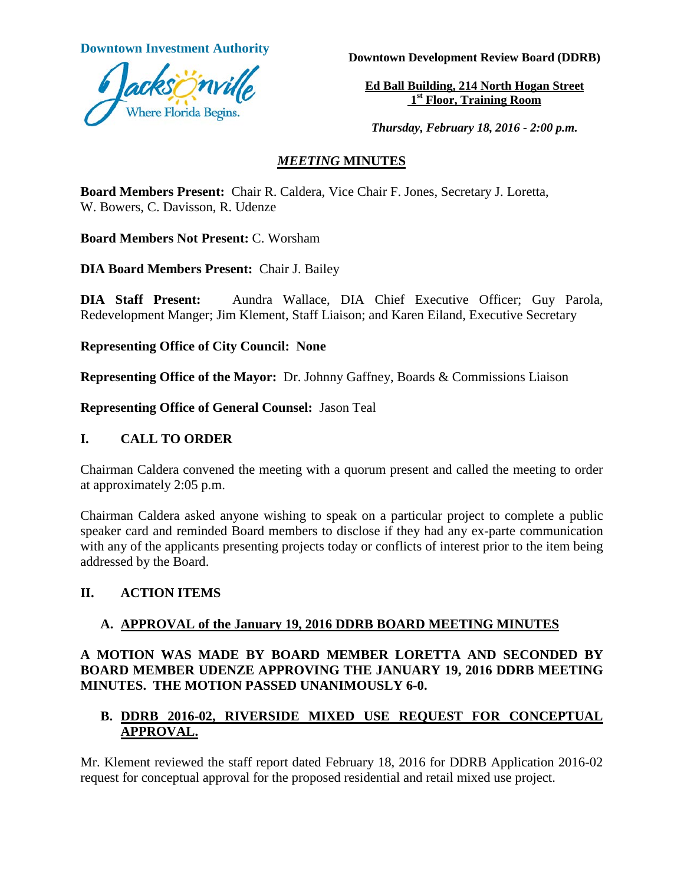**Downtown Investment Authority**

**Downtown Development Review Board (DDRB)**

**Ed Ball Building, 214 North Hogan Street**
**1st Floor, Training Room**

***Thursday, February 18, 2016 - 2:00 p.m.***

## *MEETING* MINUTES

**Board Members Present:** Chair R. Caldera, Vice Chair F. Jones, Secretary J. Loretta, W. Bowers, C. Davisson, R. Udenze

**Board Members Not Present:** C. Worsham

**DIA Board Members Present:** Chair J. Bailey

**DIA Staff Present:** Aundra Wallace, DIA Chief Executive Officer; Guy Parola, Redevelopment Manger; Jim Klement, Staff Liaison; and Karen Eiland, Executive Secretary

**Representing Office of City Council: None**

**Representing Office of the Mayor:** Dr. Johnny Gaffney, Boards & Commissions Liaison

**Representing Office of General Counsel:** Jason Teal

### I. CALL TO ORDER

Chairman Caldera convened the meeting with a quorum present and called the meeting to order at approximately 2:05 p.m.

Chairman Caldera asked anyone wishing to speak on a particular project to complete a public speaker card and reminded Board members to disclose if they had any ex-parte communication with any of the applicants presenting projects today or conflicts of interest prior to the item being addressed by the Board.

### II. ACTION ITEMS

#### A. APPROVAL of the January 19, 2016 DDRB BOARD MEETING MINUTES

**A MOTION WAS MADE BY BOARD MEMBER LORETTA AND SECONDED BY BOARD MEMBER UDENZE APPROVING THE JANUARY 19, 2016 DDRB MEETING MINUTES. THE MOTION PASSED UNANIMOUSLY 6-0.**

#### B. DDRB 2016-02, RIVERSIDE MIXED USE REQUEST FOR CONCEPTUAL APPROVAL.

Mr. Klement reviewed the staff report dated February 18, 2016 for DDRB Application 2016-02 request for conceptual approval for the proposed residential and retail mixed use project.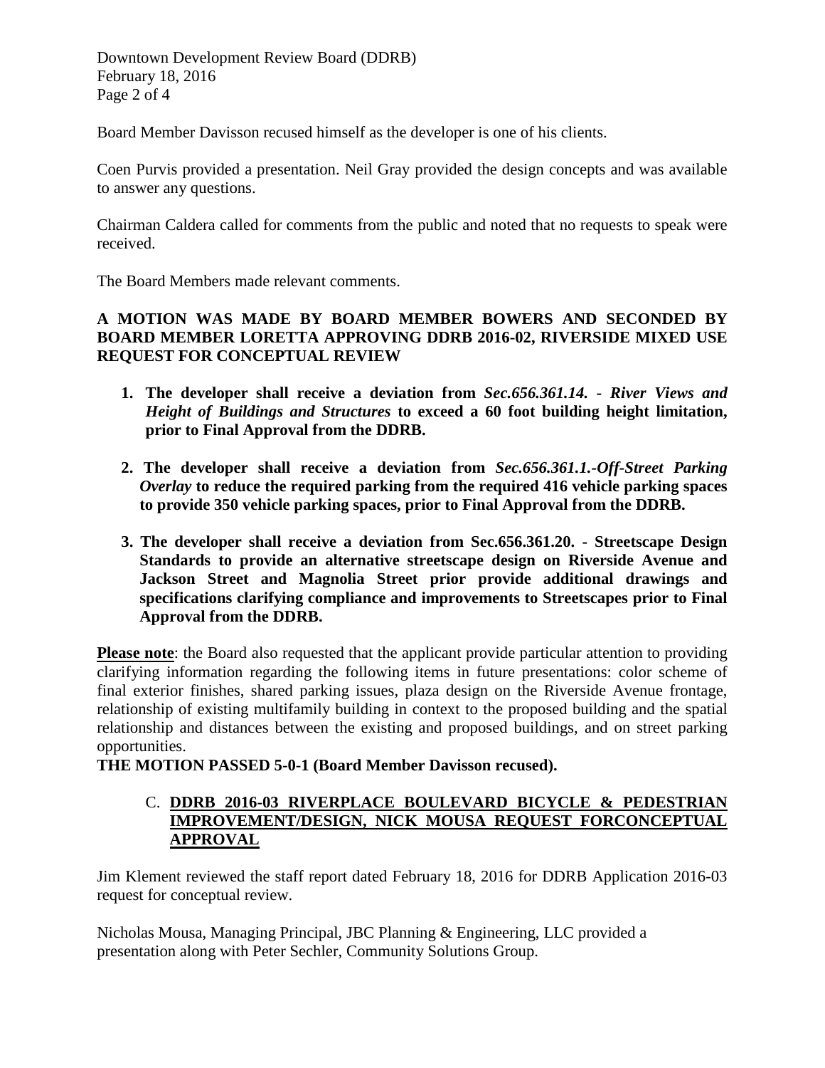Board Member Davisson recused himself as the developer is one of his clients.

Coen Purvis provided a presentation. Neil Gray provided the design concepts and was available to answer any questions.

Chairman Caldera called for comments from the public and noted that no requests to speak were received.

The Board Members made relevant comments.

**A MOTION WAS MADE BY BOARD MEMBER BOWERS AND SECONDED BY BOARD MEMBER LORETTA APPROVING DDRB 2016-02, RIVERSIDE MIXED USE REQUEST FOR CONCEPTUAL REVIEW**

1. **The developer shall receive a deviation from *Sec.656.361.14. - River Views and Height of Buildings and Structures* to exceed a 60 foot building height limitation, prior to Final Approval from the DDRB.**

2. **The developer shall receive a deviation from *Sec.656.361.1.-Off-Street Parking Overlay* to reduce the required parking from the required 416 vehicle parking spaces to provide 350 vehicle parking spaces, prior to Final Approval from the DDRB.**

3. **The developer shall receive a deviation from Sec.656.361.20. - Streetscape Design Standards to provide an alternative streetscape design on Riverside Avenue and Jackson Street and Magnolia Street prior provide additional drawings and specifications clarifying compliance and improvements to Streetscapes prior to Final Approval from the DDRB.**

**Please note**: the Board also requested that the applicant provide particular attention to providing clarifying information regarding the following items in future presentations: color scheme of final exterior finishes, shared parking issues, plaza design on the Riverside Avenue frontage, relationship of existing multifamily building in context to the proposed building and the spatial relationship and distances between the existing and proposed buildings, and on street parking opportunities.

**THE MOTION PASSED 5-0-1 (Board Member Davisson recused).**

C. **DDRB 2016-03 RIVERPLACE BOULEVARD BICYCLE & PEDESTRIAN IMPROVEMENT/DESIGN, NICK MOUSA REQUEST FORCONCEPTUAL APPROVAL**

Jim Klement reviewed the staff report dated February 18, 2016 for DDRB Application 2016-03 request for conceptual review.

Nicholas Mousa, Managing Principal, JBC Planning & Engineering, LLC provided a presentation along with Peter Sechler, Community Solutions Group.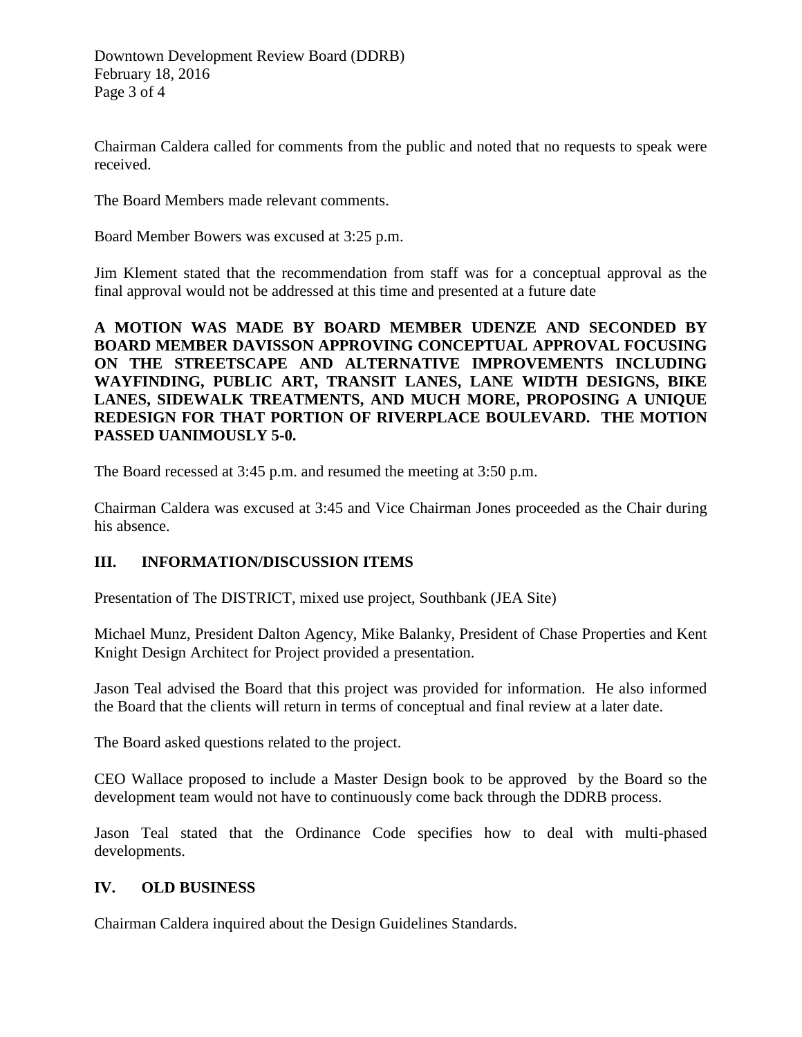Chairman Caldera called for comments from the public and noted that no requests to speak were received.

The Board Members made relevant comments.

Board Member Bowers was excused at 3:25 p.m.

Jim Klement stated that the recommendation from staff was for a conceptual approval as the final approval would not be addressed at this time and presented at a future date

**A MOTION WAS MADE BY BOARD MEMBER UDENZE AND SECONDED BY BOARD MEMBER DAVISSON APPROVING CONCEPTUAL APPROVAL FOCUSING ON THE STREETSCAPE AND ALTERNATIVE IMPROVEMENTS INCLUDING WAYFINDING, PUBLIC ART, TRANSIT LANES, LANE WIDTH DESIGNS, BIKE LANES, SIDEWALK TREATMENTS, AND MUCH MORE, PROPOSING A UNIQUE REDESIGN FOR THAT PORTION OF RIVERPLACE BOULEVARD. THE MOTION PASSED UANIMOUSLY 5-0.**

The Board recessed at 3:45 p.m. and resumed the meeting at 3:50 p.m.

Chairman Caldera was excused at 3:45 and Vice Chairman Jones proceeded as the Chair during his absence.

## III. INFORMATION/DISCUSSION ITEMS

Presentation of The DISTRICT, mixed use project, Southbank (JEA Site)

Michael Munz, President Dalton Agency, Mike Balanky, President of Chase Properties and Kent Knight Design Architect for Project provided a presentation.

Jason Teal advised the Board that this project was provided for information. He also informed the Board that the clients will return in terms of conceptual and final review at a later date.

The Board asked questions related to the project.

CEO Wallace proposed to include a Master Design book to be approved by the Board so the development team would not have to continuously come back through the DDRB process.

Jason Teal stated that the Ordinance Code specifies how to deal with multi-phased developments.

## IV. OLD BUSINESS

Chairman Caldera inquired about the Design Guidelines Standards.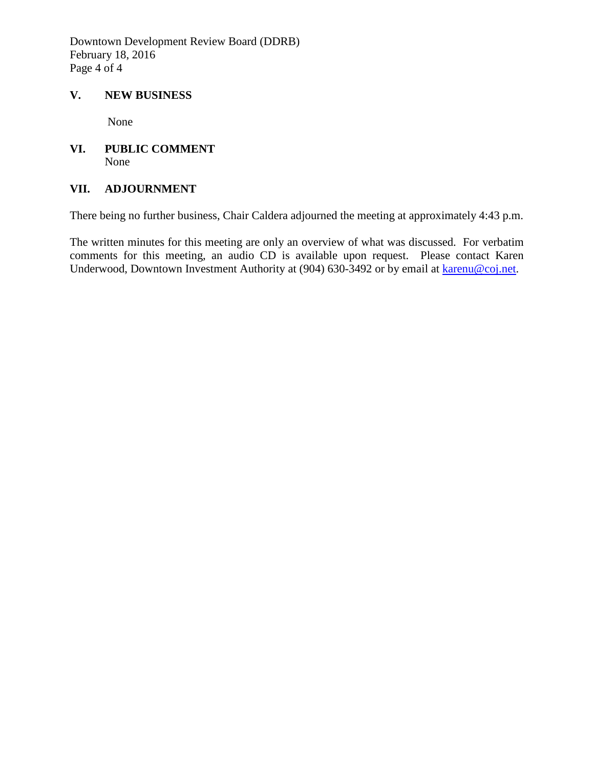## V. NEW BUSINESS

None

## VI. PUBLIC COMMENT

None

## VII. ADJOURNMENT

There being no further business, Chair Caldera adjourned the meeting at approximately 4:43 p.m.

The written minutes for this meeting are only an overview of what was discussed. For verbatim comments for this meeting, an audio CD is available upon request. Please contact Karen Underwood, Downtown Investment Authority at (904) 630-3492 or by email at karenu@coj.net.